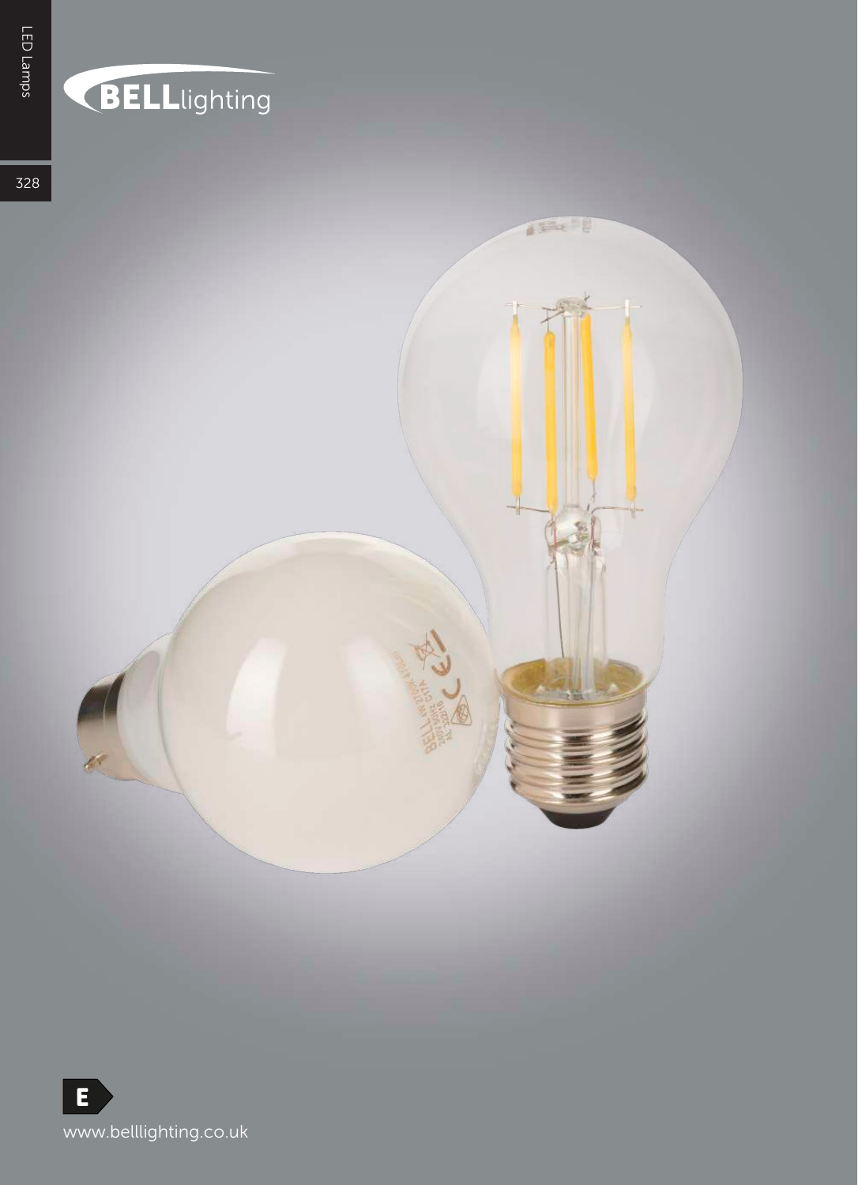BELLlighting

E

www.belllighting.co.uk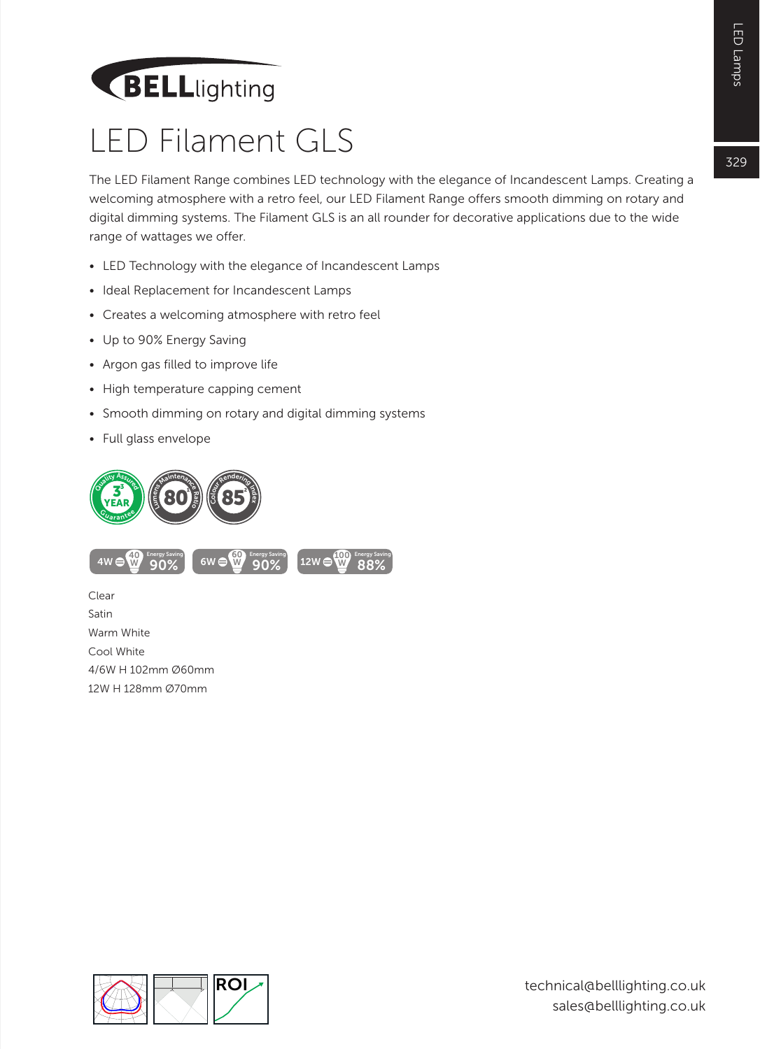# LED Filament GLS

The LED Filament Range combines LED technology with the elegance of Incandescent Lamps. Creating a welcoming atmosphere with a retro feel, our LED Filament Range offers smooth dimming on rotary and digital dimming systems. The Filament GLS is an all rounder for decorative applications due to the wide range of wattages we offer.

- LED Technology with the elegance of Incandescent Lamps
- Ideal Replacement for Incandescent Lamps
- Creates a welcoming atmosphere with retro feel
- Up to 90% Energy Saving
- Argon gas filled to improve life
- High temperature capping cement
- Smooth dimming on rotary and digital dimming systems
- Full glass envelope

Quality Assured 3 YEAR Guarantee | Lumens Maintenance Ratio 80 | Colour Rendering Index 85

4W = 40W Energy Saving 90% | 6W = 60W Energy Saving 90% | 12W = 100W Energy Saving 88%

Clear
Satin
Warm White
Cool White
4/6W H 102mm Ø60mm
12W H 128mm Ø70mm

technical@belllighting.co.uk
sales@belllighting.co.uk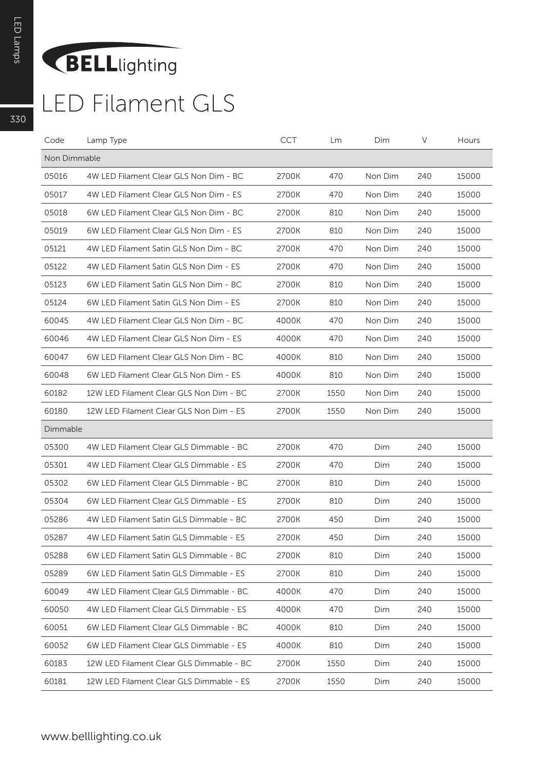**BELL**lighting

# LED Filament GLS

| Code | Lamp Type | CCT | Lm | Dim | V | Hours |
|---|---|---|---|---|---|---|
| Non Dimmable | | | | | | |
| 05016 | 4W LED Filament Clear GLS Non Dim - BC | 2700K | 470 | Non Dim | 240 | 15000 |
| 05017 | 4W LED Filament Clear GLS Non Dim - ES | 2700K | 470 | Non Dim | 240 | 15000 |
| 05018 | 6W LED Filament Clear GLS Non Dim - BC | 2700K | 810 | Non Dim | 240 | 15000 |
| 05019 | 6W LED Filament Clear GLS Non Dim - ES | 2700K | 810 | Non Dim | 240 | 15000 |
| 05121 | 4W LED Filament Satin GLS Non Dim - BC | 2700K | 470 | Non Dim | 240 | 15000 |
| 05122 | 4W LED Filament Satin GLS Non Dim - ES | 2700K | 470 | Non Dim | 240 | 15000 |
| 05123 | 6W LED Filament Satin GLS Non Dim - BC | 2700K | 810 | Non Dim | 240 | 15000 |
| 05124 | 6W LED Filament Satin GLS Non Dim - ES | 2700K | 810 | Non Dim | 240 | 15000 |
| 60045 | 4W LED Filament Clear GLS Non Dim - BC | 4000K | 470 | Non Dim | 240 | 15000 |
| 60046 | 4W LED Filament Clear GLS Non Dim - ES | 4000K | 470 | Non Dim | 240 | 15000 |
| 60047 | 6W LED Filament Clear GLS Non Dim - BC | 4000K | 810 | Non Dim | 240 | 15000 |
| 60048 | 6W LED Filament Clear GLS Non Dim - ES | 4000K | 810 | Non Dim | 240 | 15000 |
| 60182 | 12W LED Filament Clear GLS Non Dim - BC | 2700K | 1550 | Non Dim | 240 | 15000 |
| 60180 | 12W LED Filament Clear GLS Non Dim - ES | 2700K | 1550 | Non Dim | 240 | 15000 |
| Dimmable | | | | | | |
| 05300 | 4W LED Filament Clear GLS Dimmable - BC | 2700K | 470 | Dim | 240 | 15000 |
| 05301 | 4W LED Filament Clear GLS Dimmable - ES | 2700K | 470 | Dim | 240 | 15000 |
| 05302 | 6W LED Filament Clear GLS Dimmable - BC | 2700K | 810 | Dim | 240 | 15000 |
| 05304 | 6W LED Filament Clear GLS Dimmable - ES | 2700K | 810 | Dim | 240 | 15000 |
| 05286 | 4W LED Filament Satin GLS Dimmable - BC | 2700K | 450 | Dim | 240 | 15000 |
| 05287 | 4W LED Filament Satin GLS Dimmable - ES | 2700K | 450 | Dim | 240 | 15000 |
| 05288 | 6W LED Filament Satin GLS Dimmable - BC | 2700K | 810 | Dim | 240 | 15000 |
| 05289 | 6W LED Filament Satin GLS Dimmable - ES | 2700K | 810 | Dim | 240 | 15000 |
| 60049 | 4W LED Filament Clear GLS Dimmable - BC | 4000K | 470 | Dim | 240 | 15000 |
| 60050 | 4W LED Filament Clear GLS Dimmable - ES | 4000K | 470 | Dim | 240 | 15000 |
| 60051 | 6W LED Filament Clear GLS Dimmable - BC | 4000K | 810 | Dim | 240 | 15000 |
| 60052 | 6W LED Filament Clear GLS Dimmable - ES | 4000K | 810 | Dim | 240 | 15000 |
| 60183 | 12W LED Filament Clear GLS Dimmable - BC | 2700K | 1550 | Dim | 240 | 15000 |
| 60181 | 12W LED Filament Clear GLS Dimmable - ES | 2700K | 1550 | Dim | 240 | 15000 |

www.belllighting.co.uk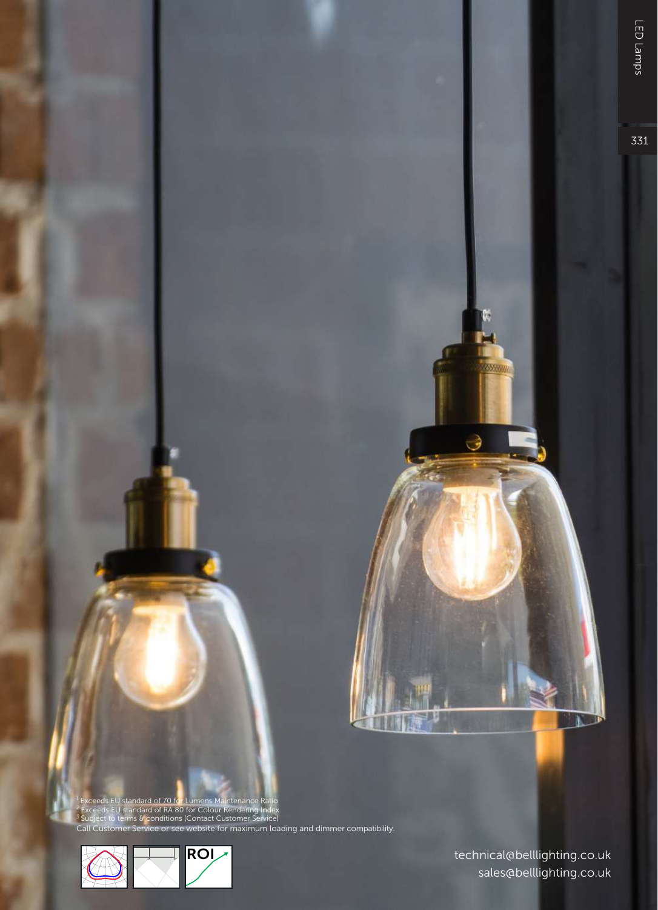[1] Exceeds EU standard of 70 for Lumens Maintenance Ratio
[2] Exceeds EU standard of RA 80 for Colour Rendering Index
[3] Subject to terms & conditions (Contact Customer Service)
Call Customer Service or see website for maximum loading and dimmer compatibility.

ROI

technical@belllighting.co.uk
sales@belllighting.co.uk